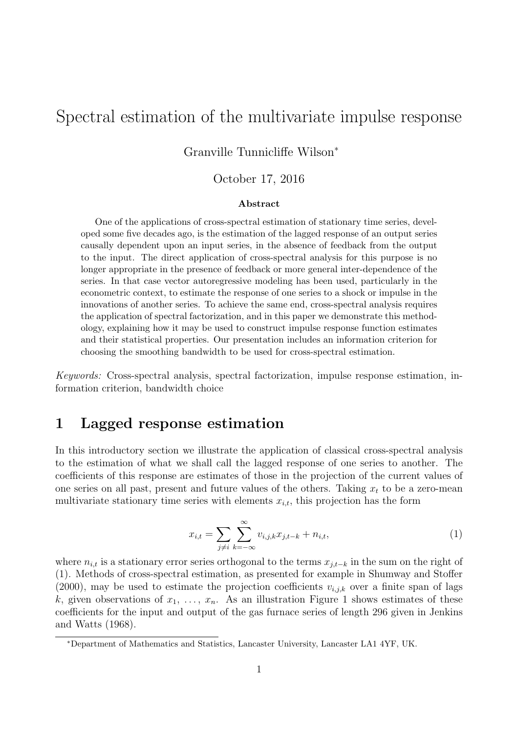# Spectral estimation of the multivariate impulse response

Granville Tunnicliffe Wilson*

October 17, 2016

**Abstract**

One of the applications of cross-spectral estimation of stationary time series, developed some five decades ago, is the estimation of the lagged response of an output series causally dependent upon an input series, in the absence of feedback from the output to the input. The direct application of cross-spectral analysis for this purpose is no longer appropriate in the presence of feedback or more general inter-dependence of the series. In that case vector autoregressive modeling has been used, particularly in the econometric context, to estimate the response of one series to a shock or impulse in the innovations of another series. To achieve the same end, cross-spectral analysis requires the application of spectral factorization, and in this paper we demonstrate this methodology, explaining how it may be used to construct impulse response function estimates and their statistical properties. Our presentation includes an information criterion for choosing the smoothing bandwidth to be used for cross-spectral estimation.

*Keywords:* Cross-spectral analysis, spectral factorization, impulse response estimation, information criterion, bandwidth choice

## 1 Lagged response estimation

In this introductory section we illustrate the application of classical cross-spectral analysis to the estimation of what we shall call the lagged response of one series to another. The coefficients of this response are estimates of those in the projection of the current values of one series on all past, present and future values of the others. Taking $x_t$ to be a zero-mean multivariate stationary time series with elements $x_{i,t}$, this projection has the form

$$x_{i,t} = \sum_{j \neq i} \sum_{k=-\infty}^{\infty} v_{i,j,k} x_{j,t-k} + n_{i,t}, \tag{1}$$

where $n_{i,t}$ is a stationary error series orthogonal to the terms $x_{j,t-k}$ in the sum on the right of (1). Methods of cross-spectral estimation, as presented for example in Shumway and Stoffer (2000), may be used to estimate the projection coefficients $v_{i,j,k}$ over a finite span of lags $k$, given observations of $x_1, \ldots, x_n$. As an illustration Figure 1 shows estimates of these coefficients for the input and output of the gas furnace series of length 296 given in Jenkins and Watts (1968).

---

*Department of Mathematics and Statistics, Lancaster University, Lancaster LA1 4YF, UK.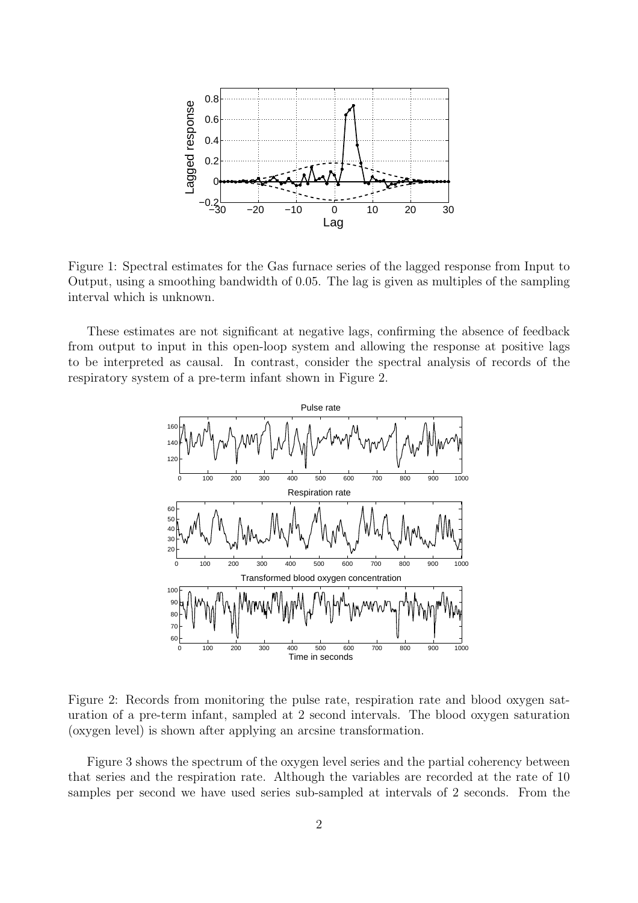Figure 1: Spectral estimates for the Gas furnace series of the lagged response from Input to Output, using a smoothing bandwidth of 0.05. The lag is given as multiples of the sampling interval which is unknown.

These estimates are not significant at negative lags, confirming the absence of feedback from output to input in this open-loop system and allowing the response at positive lags to be interpreted as causal. In contrast, consider the spectral analysis of records of the respiratory system of a pre-term infant shown in Figure 2.

Figure 2: Records from monitoring the pulse rate, respiration rate and blood oxygen saturation of a pre-term infant, sampled at 2 second intervals. The blood oxygen saturation (oxygen level) is shown after applying an arcsine transformation.

Figure 3 shows the spectrum of the oxygen level series and the partial coherency between that series and the respiration rate. Although the variables are recorded at the rate of 10 samples per second we have used series sub-sampled at intervals of 2 seconds. From the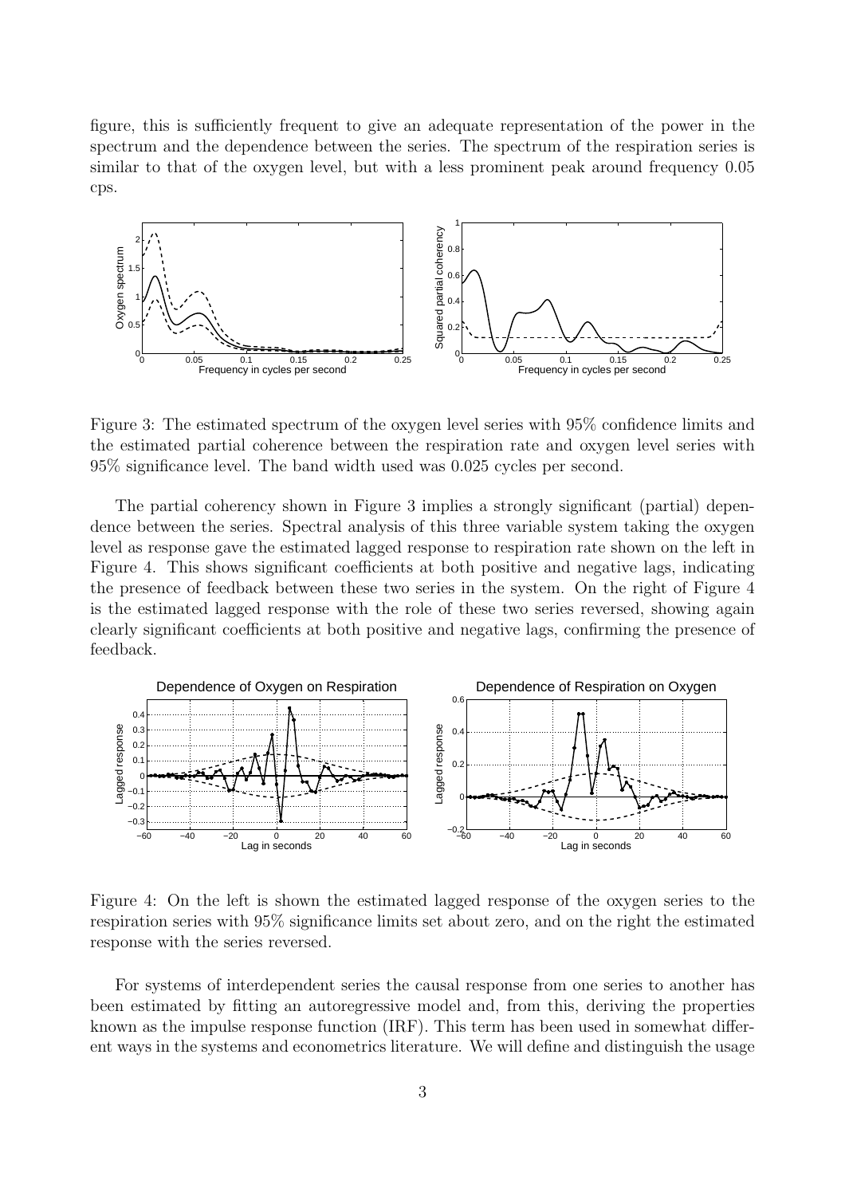figure, this is sufficiently frequent to give an adequate representation of the power in the spectrum and the dependence between the series. The spectrum of the respiration series is similar to that of the oxygen level, but with a less prominent peak around frequency 0.05 cps.

Figure 3: The estimated spectrum of the oxygen level series with 95% confidence limits and the estimated partial coherence between the respiration rate and oxygen level series with 95% significance level. The band width used was 0.025 cycles per second.

The partial coherency shown in Figure 3 implies a strongly significant (partial) dependence between the series. Spectral analysis of this three variable system taking the oxygen level as response gave the estimated lagged response to respiration rate shown on the left in Figure 4. This shows significant coefficients at both positive and negative lags, indicating the presence of feedback between these two series in the system. On the right of Figure 4 is the estimated lagged response with the role of these two series reversed, showing again clearly significant coefficients at both positive and negative lags, confirming the presence of feedback.

Figure 4: On the left is shown the estimated lagged response of the oxygen series to the respiration series with 95% significance limits set about zero, and on the right the estimated response with the series reversed.

For systems of interdependent series the causal response from one series to another has been estimated by fitting an autoregressive model and, from this, deriving the properties known as the impulse response function (IRF). This term has been used in somewhat different ways in the systems and econometrics literature. We will define and distinguish the usage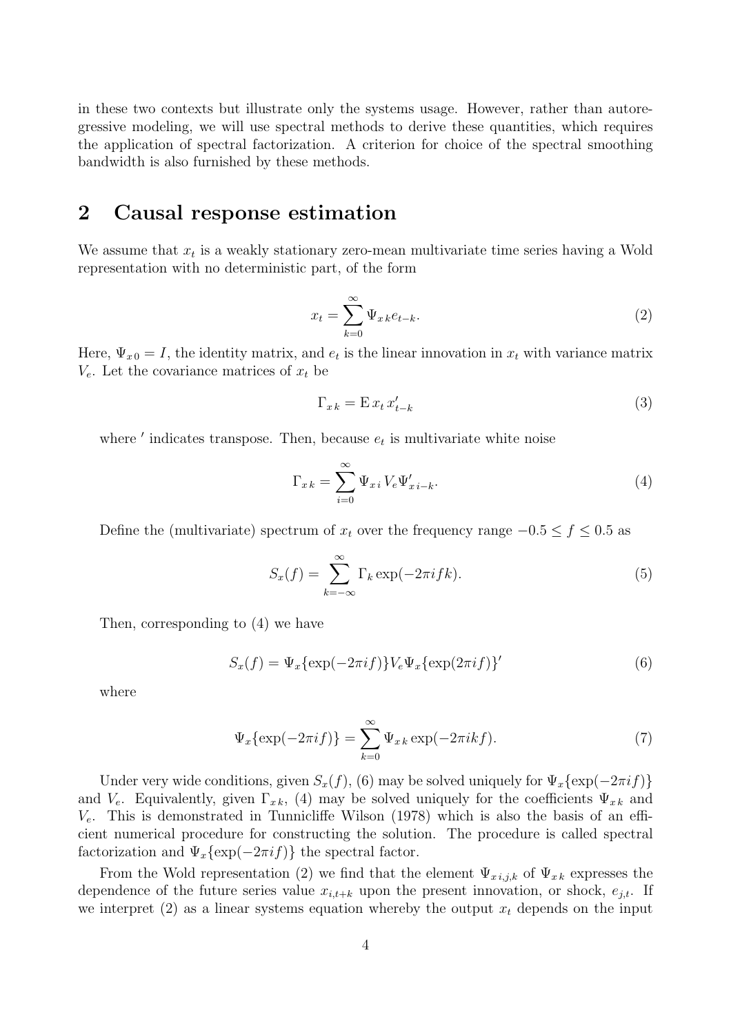in these two contexts but illustrate only the systems usage. However, rather than autoregressive modeling, we will use spectral methods to derive these quantities, which requires the application of spectral factorization. A criterion for choice of the spectral smoothing bandwidth is also furnished by these methods.

## 2 Causal response estimation

We assume that $x_t$ is a weakly stationary zero-mean multivariate time series having a Wold representation with no deterministic part, of the form

$$x_t = \sum_{k=0}^{\infty} \Psi_{x\,k} e_{t-k}. \tag{2}$$

Here, $\Psi_{x\,0} = I$, the identity matrix, and $e_t$ is the linear innovation in $x_t$ with variance matrix $V_e$. Let the covariance matrices of $x_t$ be

$$\Gamma_{x\,k} = \mathrm{E}\, x_t\, x'_{t-k} \tag{3}$$

where $'$ indicates transpose. Then, because $e_t$ is multivariate white noise

$$\Gamma_{x\,k} = \sum_{i=0}^{\infty} \Psi_{x\,i}\, V_e \Psi'_{x\,i-k}. \tag{4}$$

Define the (multivariate) spectrum of $x_t$ over the frequency range $-0.5 \leq f \leq 0.5$ as

$$S_x(f) = \sum_{k=-\infty}^{\infty} \Gamma_k \exp(-2\pi i f k). \tag{5}$$

Then, corresponding to (4) we have

$$S_x(f) = \Psi_x\{\exp(-2\pi i f)\} V_e \Psi_x\{\exp(2\pi i f)\}' \tag{6}$$

where

$$\Psi_x\{\exp(-2\pi i f)\} = \sum_{k=0}^{\infty} \Psi_{x\,k} \exp(-2\pi i k f). \tag{7}$$

Under very wide conditions, given $S_x(f)$, (6) may be solved uniquely for $\Psi_x\{\exp(-2\pi i f)\}$ and $V_e$. Equivalently, given $\Gamma_{x\,k}$, (4) may be solved uniquely for the coefficients $\Psi_{x\,k}$ and $V_e$. This is demonstrated in Tunnicliffe Wilson (1978) which is also the basis of an efficient numerical procedure for constructing the solution. The procedure is called spectral factorization and $\Psi_x\{\exp(-2\pi i f)\}$ the spectral factor.

From the Wold representation (2) we find that the element $\Psi_{x\,i,j,k}$ of $\Psi_{x\,k}$ expresses the dependence of the future series value $x_{i,t+k}$ upon the present innovation, or shock, $e_{j,t}$. If we interpret (2) as a linear systems equation whereby the output $x_t$ depends on the input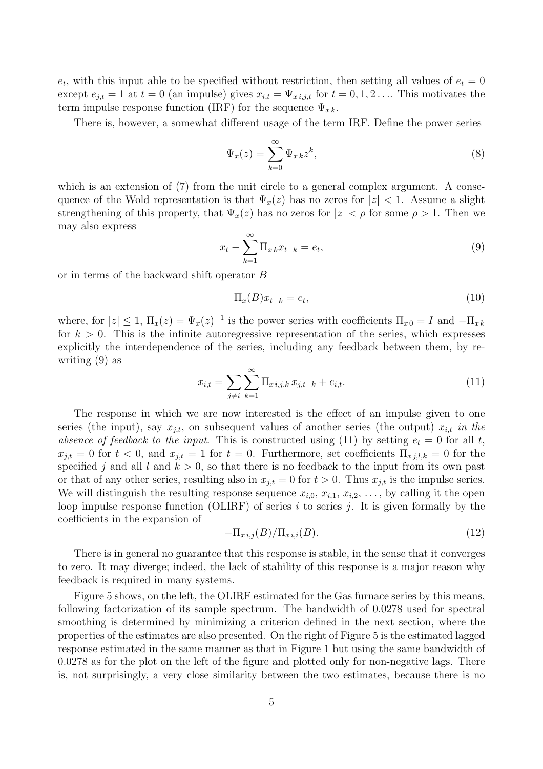$e_t$, with this input able to be specified without restriction, then setting all values of $e_t = 0$ except $e_{j,t} = 1$ at $t = 0$ (an impulse) gives $x_{i,t} = \Psi_{x\,i,j,t}$ for $t = 0, 1, 2 \ldots$. This motivates the term impulse response function (IRF) for the sequence $\Psi_{x\,k}$.

There is, however, a somewhat different usage of the term IRF. Define the power series

$$\Psi_x(z) = \sum_{k=0}^{\infty} \Psi_{x\,k} z^k, \tag{8}$$

which is an extension of (7) from the unit circle to a general complex argument. A consequence of the Wold representation is that $\Psi_x(z)$ has no zeros for $|z| < 1$. Assume a slight strengthening of this property, that $\Psi_x(z)$ has no zeros for $|z| < \rho$ for some $\rho > 1$. Then we may also express

$$x_t - \sum_{k=1}^{\infty} \Pi_{x\,k} x_{t-k} = e_t, \tag{9}$$

or in terms of the backward shift operator $B$

$$\Pi_x(B) x_{t-k} = e_t, \tag{10}$$

where, for $|z| \leq 1$, $\Pi_x(z) = \Psi_x(z)^{-1}$ is the power series with coefficients $\Pi_{x\,0} = I$ and $-\Pi_{x\,k}$ for $k > 0$. This is the infinite autoregressive representation of the series, which expresses explicitly the interdependence of the series, including any feedback between them, by rewriting (9) as

$$x_{i,t} = \sum_{j \neq i} \sum_{k=1}^{\infty} \Pi_{x\,i,j,k}\, x_{j,t-k} + e_{i,t}. \tag{11}$$

The response in which we are now interested is the effect of an impulse given to one series (the input), say $x_{j,t}$, on subsequent values of another series (the output) $x_{i,t}$ *in the absence of feedback to the input.* This is constructed using (11) by setting $e_t = 0$ for all $t$, $x_{j,t} = 0$ for $t < 0$, and $x_{j,t} = 1$ for $t = 0$. Furthermore, set coefficients $\Pi_{x\,j,l,k} = 0$ for the specified $j$ and all $l$ and $k > 0$, so that there is no feedback to the input from its own past or that of any other series, resulting also in $x_{j,t} = 0$ for $t > 0$. Thus $x_{j,t}$ is the impulse series. We will distinguish the resulting response sequence $x_{i,0}$, $x_{i,1}$, $x_{i,2}$, $\ldots$, by calling it the open loop impulse response function (OLIRF) of series $i$ to series $j$. It is given formally by the coefficients in the expansion of

$$-\Pi_{x\,i,j}(B)/\Pi_{x\,i,i}(B). \tag{12}$$

There is in general no guarantee that this response is stable, in the sense that it converges to zero. It may diverge; indeed, the lack of stability of this response is a major reason why feedback is required in many systems.

Figure 5 shows, on the left, the OLIRF estimated for the Gas furnace series by this means, following factorization of its sample spectrum. The bandwidth of 0.0278 used for spectral smoothing is determined by minimizing a criterion defined in the next section, where the properties of the estimates are also presented. On the right of Figure 5 is the estimated lagged response estimated in the same manner as that in Figure 1 but using the same bandwidth of 0.0278 as for the plot on the left of the figure and plotted only for non-negative lags. There is, not surprisingly, a very close similarity between the two estimates, because there is no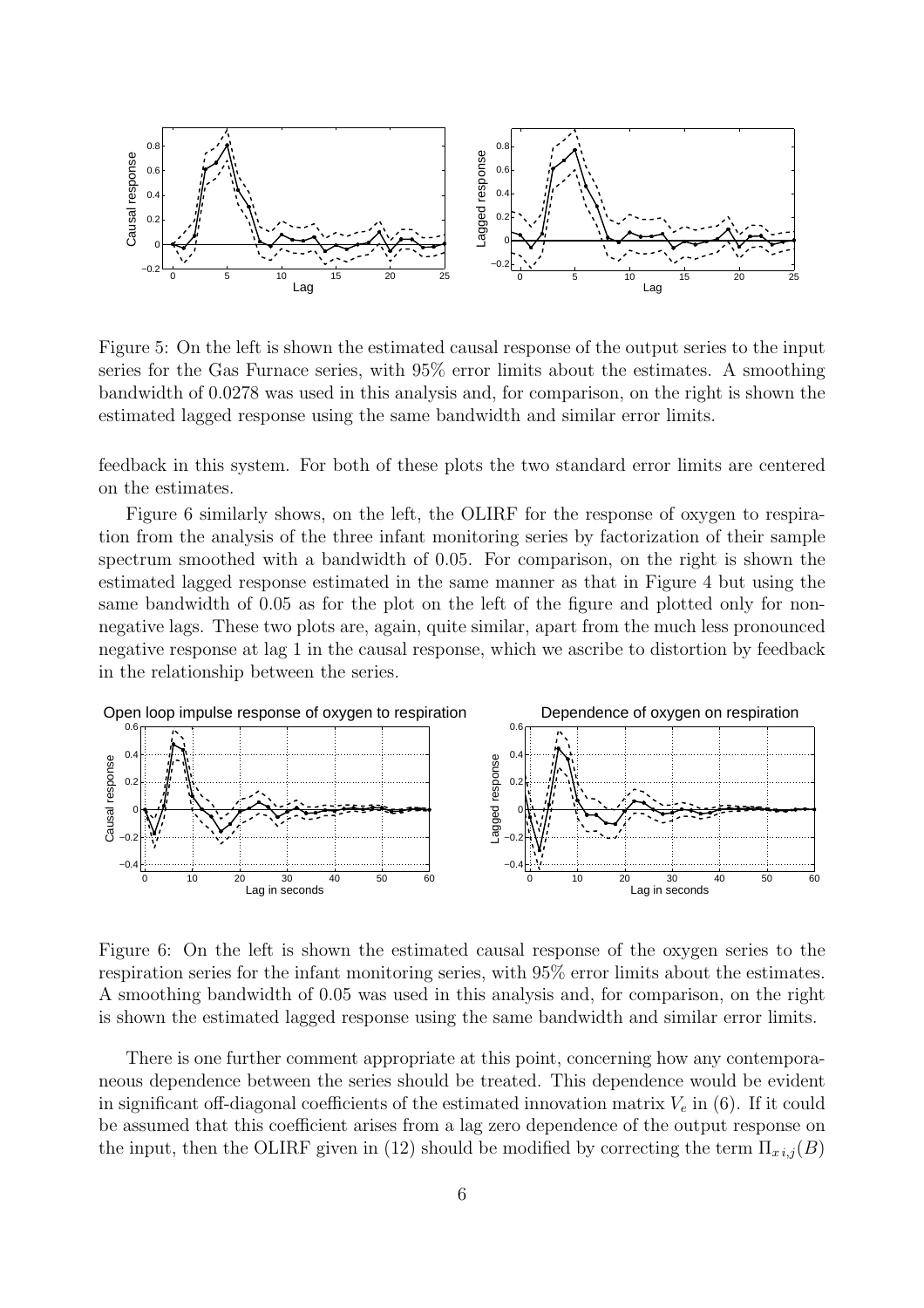Figure 5: On the left is shown the estimated causal response of the output series to the input series for the Gas Furnace series, with 95% error limits about the estimates. A smoothing bandwidth of 0.0278 was used in this analysis and, for comparison, on the right is shown the estimated lagged response using the same bandwidth and similar error limits.

feedback in this system. For both of these plots the two standard error limits are centered on the estimates.

Figure 6 similarly shows, on the left, the OLIRF for the response of oxygen to respiration from the analysis of the three infant monitoring series by factorization of their sample spectrum smoothed with a bandwidth of 0.05. For comparison, on the right is shown the estimated lagged response estimated in the same manner as that in Figure 4 but using the same bandwidth of 0.05 as for the plot on the left of the figure and plotted only for non-negative lags. These two plots are, again, quite similar, apart from the much less pronounced negative response at lag 1 in the causal response, which we ascribe to distortion by feedback in the relationship between the series.

Figure 6: On the left is shown the estimated causal response of the oxygen series to the respiration series for the infant monitoring series, with 95% error limits about the estimates. A smoothing bandwidth of 0.05 was used in this analysis and, for comparison, on the right is shown the estimated lagged response using the same bandwidth and similar error limits.

There is one further comment appropriate at this point, concerning how any contemporaneous dependence between the series should be treated. This dependence would be evident in significant off-diagonal coefficients of the estimated innovation matrix $V_e$ in (6). If it could be assumed that this coefficient arises from a lag zero dependence of the output response on the input, then the OLIRF given in (12) should be modified by correcting the term $\Pi_{x\,i,j}(B)$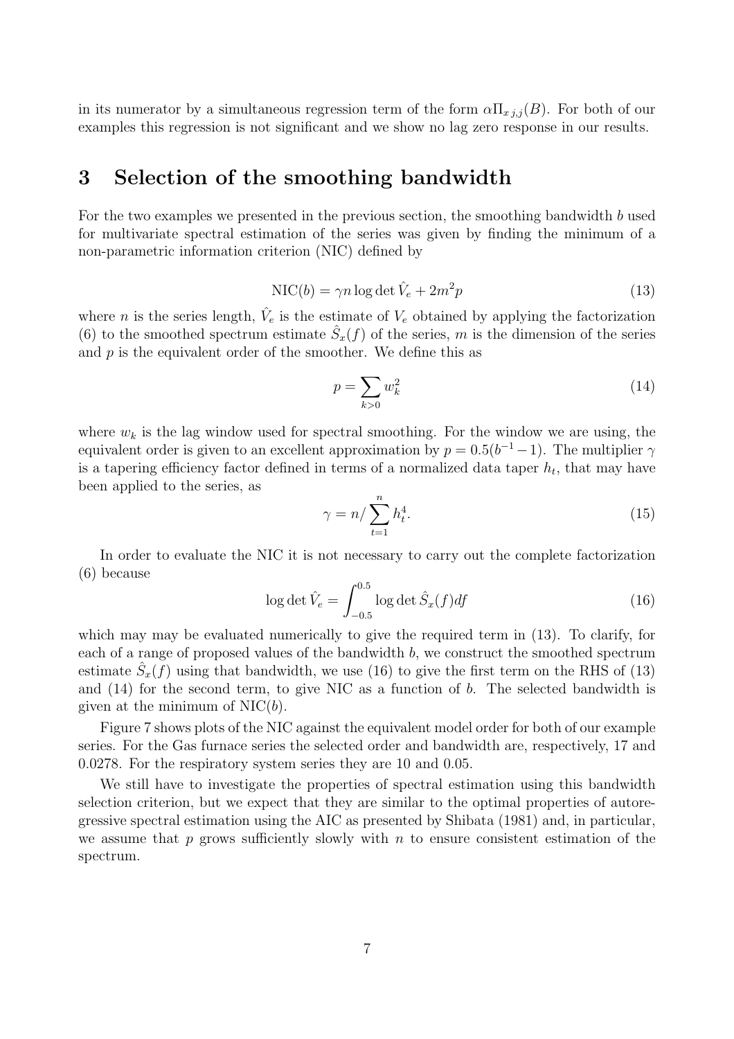in its numerator by a simultaneous regression term of the form $\alpha \Pi_{x\,j,j}(B)$. For both of our examples this regression is not significant and we show no lag zero response in our results.

## 3 Selection of the smoothing bandwidth

For the two examples we presented in the previous section, the smoothing bandwidth $b$ used for multivariate spectral estimation of the series was given by finding the minimum of a non-parametric information criterion (NIC) defined by

$$\mathrm{NIC}(b) = \gamma n \log \det \hat{V}_e + 2m^2 p \tag{13}$$

where $n$ is the series length, $\hat{V}_e$ is the estimate of $V_e$ obtained by applying the factorization (6) to the smoothed spectrum estimate $\hat{S}_x(f)$ of the series, $m$ is the dimension of the series and $p$ is the equivalent order of the smoother. We define this as

$$p = \sum_{k>0} w_k^2 \tag{14}$$

where $w_k$ is the lag window used for spectral smoothing. For the window we are using, the equivalent order is given to an excellent approximation by $p = 0.5(b^{-1} - 1)$. The multiplier $\gamma$ is a tapering efficiency factor defined in terms of a normalized data taper $h_t$, that may have been applied to the series, as

$$\gamma = n / \sum_{t=1}^{n} h_t^4. \tag{15}$$

In order to evaluate the NIC it is not necessary to carry out the complete factorization (6) because

$$\log \det \hat{V}_e = \int_{-0.5}^{0.5} \log \det \hat{S}_x(f) df \tag{16}$$

which may may be evaluated numerically to give the required term in (13). To clarify, for each of a range of proposed values of the bandwidth $b$, we construct the smoothed spectrum estimate $\hat{S}_x(f)$ using that bandwidth, we use (16) to give the first term on the RHS of (13) and (14) for the second term, to give NIC as a function of $b$. The selected bandwidth is given at the minimum of $\mathrm{NIC}(b)$.

Figure 7 shows plots of the NIC against the equivalent model order for both of our example series. For the Gas furnace series the selected order and bandwidth are, respectively, 17 and 0.0278. For the respiratory system series they are 10 and 0.05.

We still have to investigate the properties of spectral estimation using this bandwidth selection criterion, but we expect that they are similar to the optimal properties of autoregressive spectral estimation using the AIC as presented by Shibata (1981) and, in particular, we assume that $p$ grows sufficiently slowly with $n$ to ensure consistent estimation of the spectrum.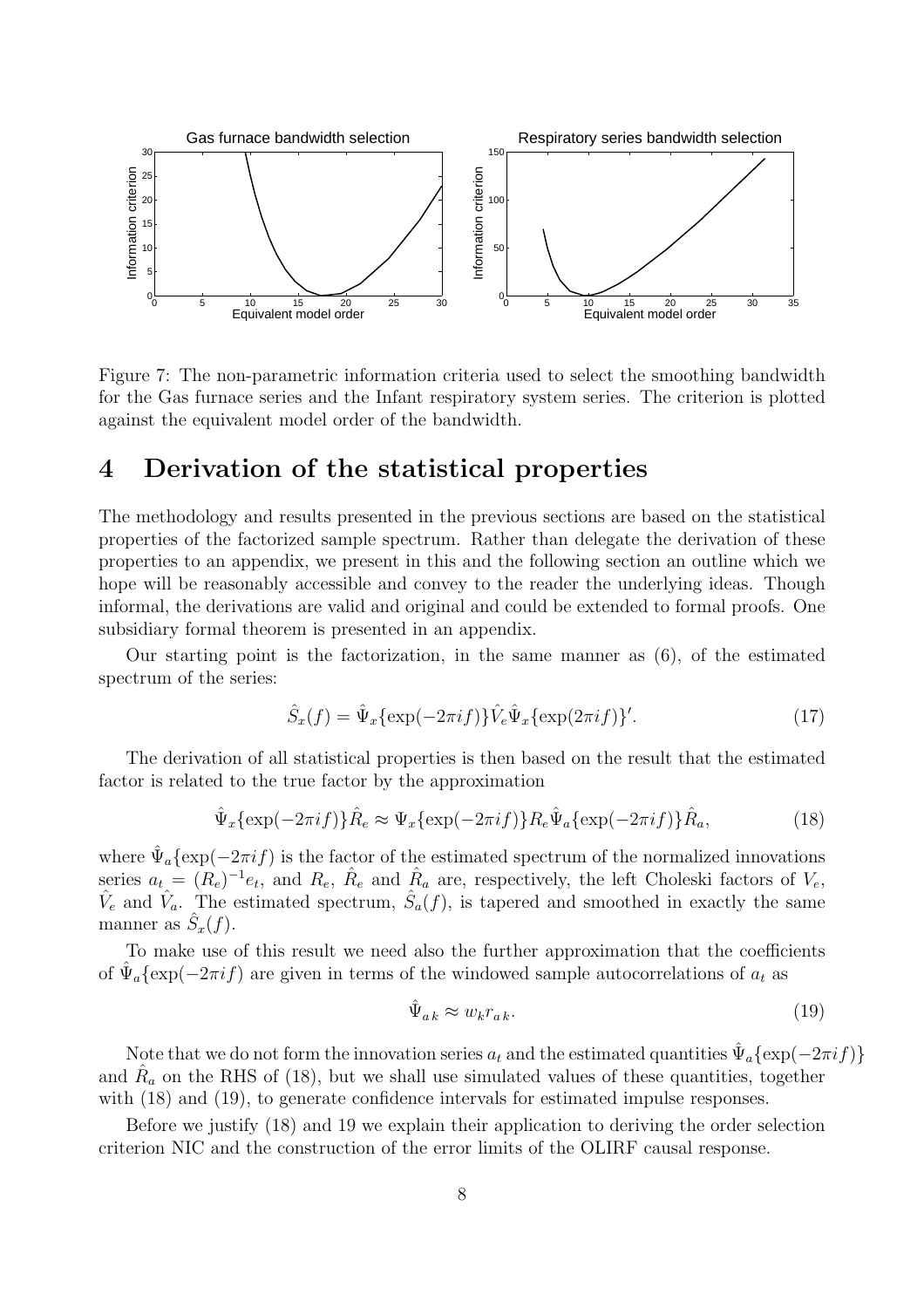Figure 7: The non-parametric information criteria used to select the smoothing bandwidth for the Gas furnace series and the Infant respiratory system series. The criterion is plotted against the equivalent model order of the bandwidth.

# 4 Derivation of the statistical properties

The methodology and results presented in the previous sections are based on the statistical properties of the factorized sample spectrum. Rather than delegate the derivation of these properties to an appendix, we present in this and the following section an outline which we hope will be reasonably accessible and convey to the reader the underlying ideas. Though informal, the derivations are valid and original and could be extended to formal proofs. One subsidiary formal theorem is presented in an appendix.

Our starting point is the factorization, in the same manner as (6), of the estimated spectrum of the series:

$$\hat{S}_x(f) = \hat{\Psi}_x\{\exp(-2\pi i f)\}\hat{V}_e\hat{\Psi}_x\{\exp(2\pi i f)\}'. \tag{17}$$

The derivation of all statistical properties is then based on the result that the estimated factor is related to the true factor by the approximation

$$\hat{\Psi}_x\{\exp(-2\pi i f)\}\hat{R}_e \approx \Psi_x\{\exp(-2\pi i f)\}R_e\hat{\Psi}_a\{\exp(-2\pi i f)\}\hat{R}_a, \tag{18}$$

where $\hat{\Psi}_a\{\exp(-2\pi i f)$ is the factor of the estimated spectrum of the normalized innovations series $a_t = (R_e)^{-1}e_t$, and $R_e$, $\hat{R}_e$ and $\hat{R}_a$ are, respectively, the left Choleski factors of $V_e$, $\hat{V}_e$ and $\hat{V}_a$. The estimated spectrum, $\hat{S}_a(f)$, is tapered and smoothed in exactly the same manner as $\hat{S}_x(f)$.

To make use of this result we need also the further approximation that the coefficients of $\hat{\Psi}_a\{\exp(-2\pi i f)$ are given in terms of the windowed sample autocorrelations of $a_t$ as

$$\hat{\Psi}_{a\,k} \approx w_k r_{a\,k}. \tag{19}$$

Note that we do not form the innovation series $a_t$ and the estimated quantities $\hat{\Psi}_a\{\exp(-2\pi i f)\}$ and $\hat{R}_a$ on the RHS of (18), but we shall use simulated values of these quantities, together with (18) and (19), to generate confidence intervals for estimated impulse responses.

Before we justify (18) and 19 we explain their application to deriving the order selection criterion NIC and the construction of the error limits of the OLIRF causal response.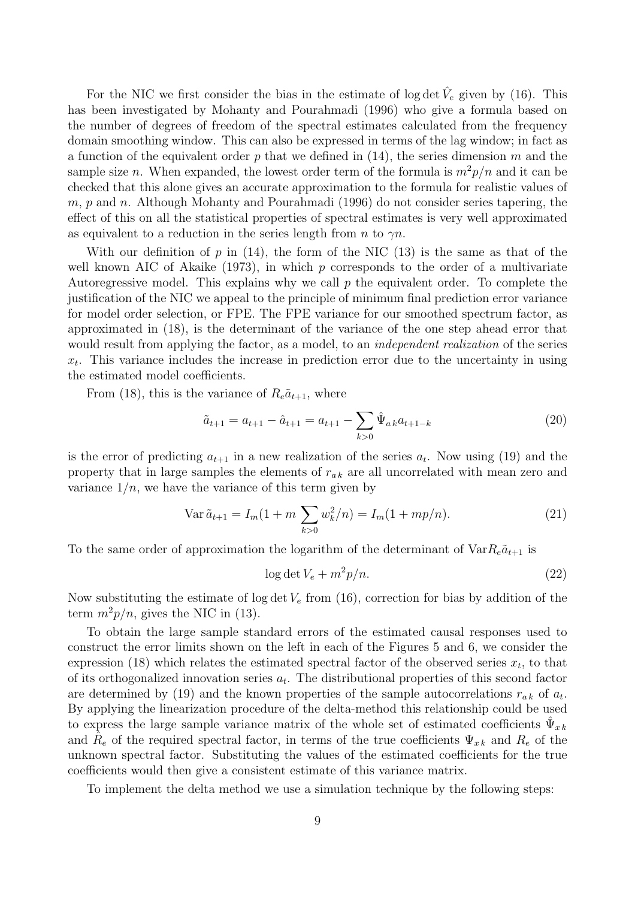For the NIC we first consider the bias in the estimate of $\log\det \hat{V}_e$ given by (16). This has been investigated by Mohanty and Pourahmadi (1996) who give a formula based on the number of degrees of freedom of the spectral estimates calculated from the frequency domain smoothing window. This can also be expressed in terms of the lag window; in fact as a function of the equivalent order $p$ that we defined in (14), the series dimension $m$ and the sample size $n$. When expanded, the lowest order term of the formula is $m^2p/n$ and it can be checked that this alone gives an accurate approximation to the formula for realistic values of $m$, $p$ and $n$. Although Mohanty and Pourahmadi (1996) do not consider series tapering, the effect of this on all the statistical properties of spectral estimates is very well approximated as equivalent to a reduction in the series length from $n$ to $\gamma n$.

With our definition of $p$ in (14), the form of the NIC (13) is the same as that of the well known AIC of Akaike (1973), in which $p$ corresponds to the order of a multivariate Autoregressive model. This explains why we call $p$ the equivalent order. To complete the justification of the NIC we appeal to the principle of minimum final prediction error variance for model order selection, or FPE. The FPE variance for our smoothed spectrum factor, as approximated in (18), is the determinant of the variance of the one step ahead error that would result from applying the factor, as a model, to an *independent realization* of the series $x_t$. This variance includes the increase in prediction error due to the uncertainty in using the estimated model coefficients.

From (18), this is the variance of $R_e\tilde{a}_{t+1}$, where

$$\tilde{a}_{t+1} = a_{t+1} - \hat{a}_{t+1} = a_{t+1} - \sum_{k>0} \hat{\Psi}_{a\,k} a_{t+1-k} \tag{20}$$

is the error of predicting $a_{t+1}$ in a new realization of the series $a_t$. Now using (19) and the property that in large samples the elements of $r_{a\,k}$ are all uncorrelated with mean zero and variance $1/n$, we have the variance of this term given by

$$\operatorname{Var} \tilde{a}_{t+1} = I_m(1 + m\sum_{k>0} w_k^2/n) = I_m(1 + mp/n). \tag{21}$$

To the same order of approximation the logarithm of the determinant of $\operatorname{Var} R_e\tilde{a}_{t+1}$ is

$$\log\det V_e + m^2p/n. \tag{22}$$

Now substituting the estimate of $\log\det V_e$ from (16), correction for bias by addition of the term $m^2p/n$, gives the NIC in (13).

To obtain the large sample standard errors of the estimated causal responses used to construct the error limits shown on the left in each of the Figures 5 and 6, we consider the expression (18) which relates the estimated spectral factor of the observed series $x_t$, to that of its orthogonalized innovation series $a_t$. The distributional properties of this second factor are determined by (19) and the known properties of the sample autocorrelations $r_{a\,k}$ of $a_t$. By applying the linearization procedure of the delta-method this relationship could be used to express the large sample variance matrix of the whole set of estimated coefficients $\hat{\Psi}_{x\,k}$ and $\hat{R}_e$ of the required spectral factor, in terms of the true coefficients $\Psi_{x\,k}$ and $R_e$ of the unknown spectral factor. Substituting the values of the estimated coefficients for the true coefficients would then give a consistent estimate of this variance matrix.

To implement the delta method we use a simulation technique by the following steps: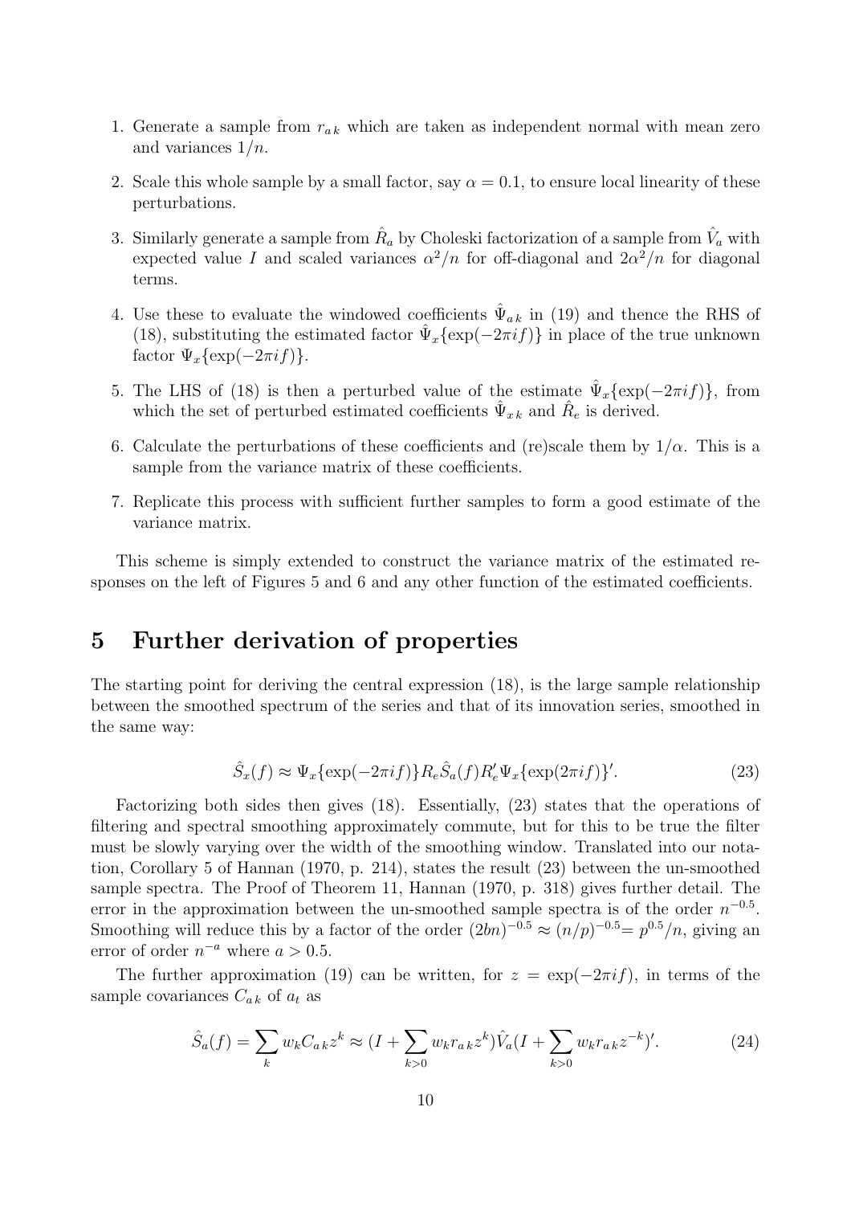1. Generate a sample from $r_{a\,k}$ which are taken as independent normal with mean zero and variances $1/n$.
2. Scale this whole sample by a small factor, say $\alpha = 0.1$, to ensure local linearity of these perturbations.
3. Similarly generate a sample from $\hat{R}_a$ by Choleski factorization of a sample from $\hat{V}_a$ with expected value $I$ and scaled variances $\alpha^2/n$ for off-diagonal and $2\alpha^2/n$ for diagonal terms.
4. Use these to evaluate the windowed coefficients $\hat{\Psi}_{a\,k}$ in (19) and thence the RHS of (18), substituting the estimated factor $\hat{\Psi}_x\{\exp(-2\pi i f)\}$ in place of the true unknown factor $\Psi_x\{\exp(-2\pi i f)\}$.
5. The LHS of (18) is then a perturbed value of the estimate $\hat{\Psi}_x\{\exp(-2\pi i f)\}$, from which the set of perturbed estimated coefficients $\hat{\Psi}_{x\,k}$ and $\hat{R}_e$ is derived.
6. Calculate the perturbations of these coefficients and (re)scale them by $1/\alpha$. This is a sample from the variance matrix of these coefficients.
7. Replicate this process with sufficient further samples to form a good estimate of the variance matrix.

This scheme is simply extended to construct the variance matrix of the estimated responses on the left of Figures 5 and 6 and any other function of the estimated coefficients.

# 5 Further derivation of properties

The starting point for deriving the central expression (18), is the large sample relationship between the smoothed spectrum of the series and that of its innovation series, smoothed in the same way:

$$\hat{S}_x(f) \approx \Psi_x\{\exp(-2\pi i f)\} R_e \hat{S}_a(f) R_e' \Psi_x\{\exp(2\pi i f)\}'. \tag{23}$$

Factorizing both sides then gives (18). Essentially, (23) states that the operations of filtering and spectral smoothing approximately commute, but for this to be true the filter must be slowly varying over the width of the smoothing window. Translated into our notation, Corollary 5 of Hannan (1970, p. 214), states the result (23) between the un-smoothed sample spectra. The Proof of Theorem 11, Hannan (1970, p. 318) gives further detail. The error in the approximation between the un-smoothed sample spectra is of the order $n^{-0.5}$. Smoothing will reduce this by a factor of the order $(2bn)^{-0.5} \approx (n/p)^{-0.5} = p^{0.5}/n$, giving an error of order $n^{-a}$ where $a > 0.5$.

The further approximation (19) can be written, for $z = \exp(-2\pi i f)$, in terms of the sample covariances $C_{a\,k}$ of $a_t$ as

$$\hat{S}_a(f) = \sum_k w_k C_{a\,k} z^k \approx (I + \sum_{k>0} w_k r_{a\,k} z^k) \hat{V}_a (I + \sum_{k>0} w_k r_{a\,k} z^{-k})'. \tag{24}$$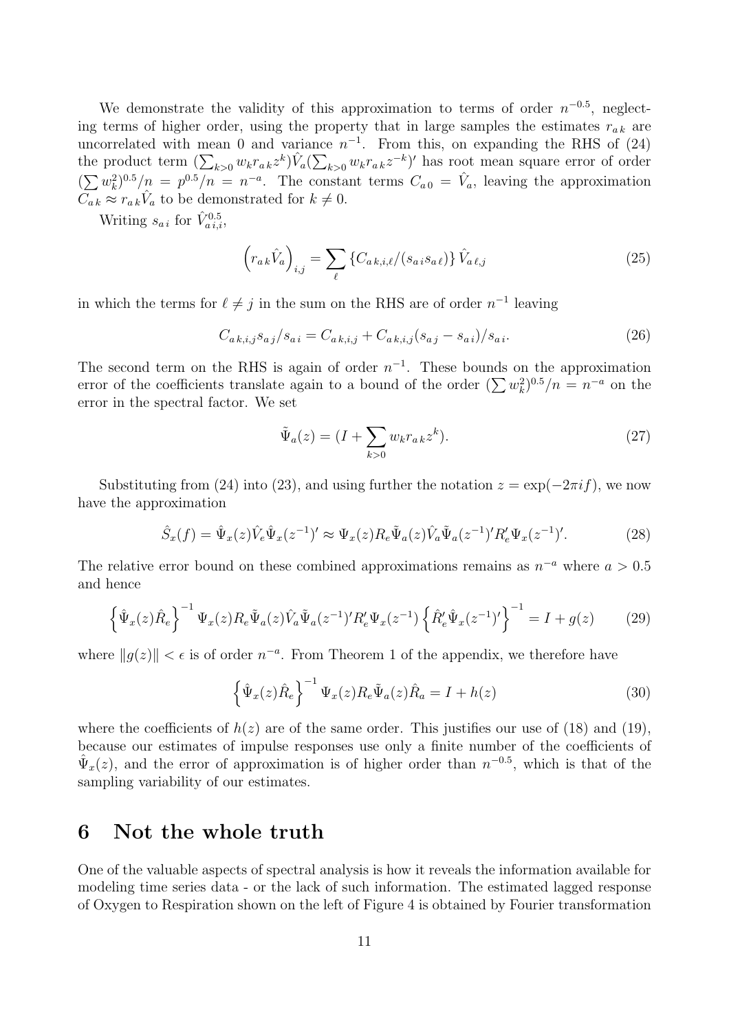We demonstrate the validity of this approximation to terms of order $n^{-0.5}$, neglecting terms of higher order, using the property that in large samples the estimates $r_{a\,k}$ are uncorrelated with mean 0 and variance $n^{-1}$. From this, on expanding the RHS of (24) the product term $(\sum_{k>0} w_k r_{a\,k} z^k)\hat{V}_a(\sum_{k>0} w_k r_{a\,k} z^{-k})'$ has root mean square error of order $(\sum w_k^2)^{0.5}/n = p^{0.5}/n = n^{-a}$. The constant terms $C_{a\,0} = \hat{V}_a$, leaving the approximation $C_{a\,k} \approx r_{a\,k}\hat{V}_a$ to be demonstrated for $k \neq 0$.

Writing $s_{a\,i}$ for $\hat{V}^{0.5}_{a\,i,i}$,

$$\left(r_{a\,k}\hat{V}_a\right)_{i,j} = \sum_{\ell} \left\{C_{a\,k,i,\ell}/(s_{a\,i}s_{a\,\ell})\right\}\hat{V}_{a\,\ell,j} \tag{25}$$

in which the terms for $\ell \neq j$ in the sum on the RHS are of order $n^{-1}$ leaving

$$C_{a\,k,i,j}s_{a\,j}/s_{a\,i} = C_{a\,k,i,j} + C_{a\,k,i,j}(s_{a\,j} - s_{a\,i})/s_{a\,i}. \tag{26}$$

The second term on the RHS is again of order $n^{-1}$. These bounds on the approximation error of the coefficients translate again to a bound of the order $(\sum w_k^2)^{0.5}/n = n^{-a}$ on the error in the spectral factor. We set

$$\tilde{\Psi}_a(z) = (I + \sum_{k>0} w_k r_{a\,k} z^k). \tag{27}$$

Substituting from (24) into (23), and using further the notation $z = \exp(-2\pi i f)$, we now have the approximation

$$\hat{S}_x(f) = \hat{\Psi}_x(z)\hat{V}_e\hat{\Psi}_x(z^{-1})' \approx \Psi_x(z)R_e\tilde{\Psi}_a(z)\hat{V}_a\tilde{\Psi}_a(z^{-1})'R_e'\Psi_x(z^{-1})'. \tag{28}$$

The relative error bound on these combined approximations remains as $n^{-a}$ where $a > 0.5$ and hence

$$\left\{\hat{\Psi}_x(z)\hat{R}_e\right\}^{-1}\Psi_x(z)R_e\tilde{\Psi}_a(z)\hat{V}_a\tilde{\Psi}_a(z^{-1})'R_e'\Psi_x(z^{-1})\left\{\hat{R}_e'\hat{\Psi}_x(z^{-1})'\right\}^{-1} = I + g(z) \tag{29}$$

where $\|g(z)\| < \epsilon$ is of order $n^{-a}$. From Theorem 1 of the appendix, we therefore have

$$\left\{\hat{\Psi}_x(z)\hat{R}_e\right\}^{-1}\Psi_x(z)R_e\tilde{\Psi}_a(z)\hat{R}_a = I + h(z) \tag{30}$$

where the coefficients of $h(z)$ are of the same order. This justifies our use of (18) and (19), because our estimates of impulse responses use only a finite number of the coefficients of $\hat{\Psi}_x(z)$, and the error of approximation is of higher order than $n^{-0.5}$, which is that of the sampling variability of our estimates.

## 6 Not the whole truth

One of the valuable aspects of spectral analysis is how it reveals the information available for modeling time series data - or the lack of such information. The estimated lagged response of Oxygen to Respiration shown on the left of Figure 4 is obtained by Fourier transformation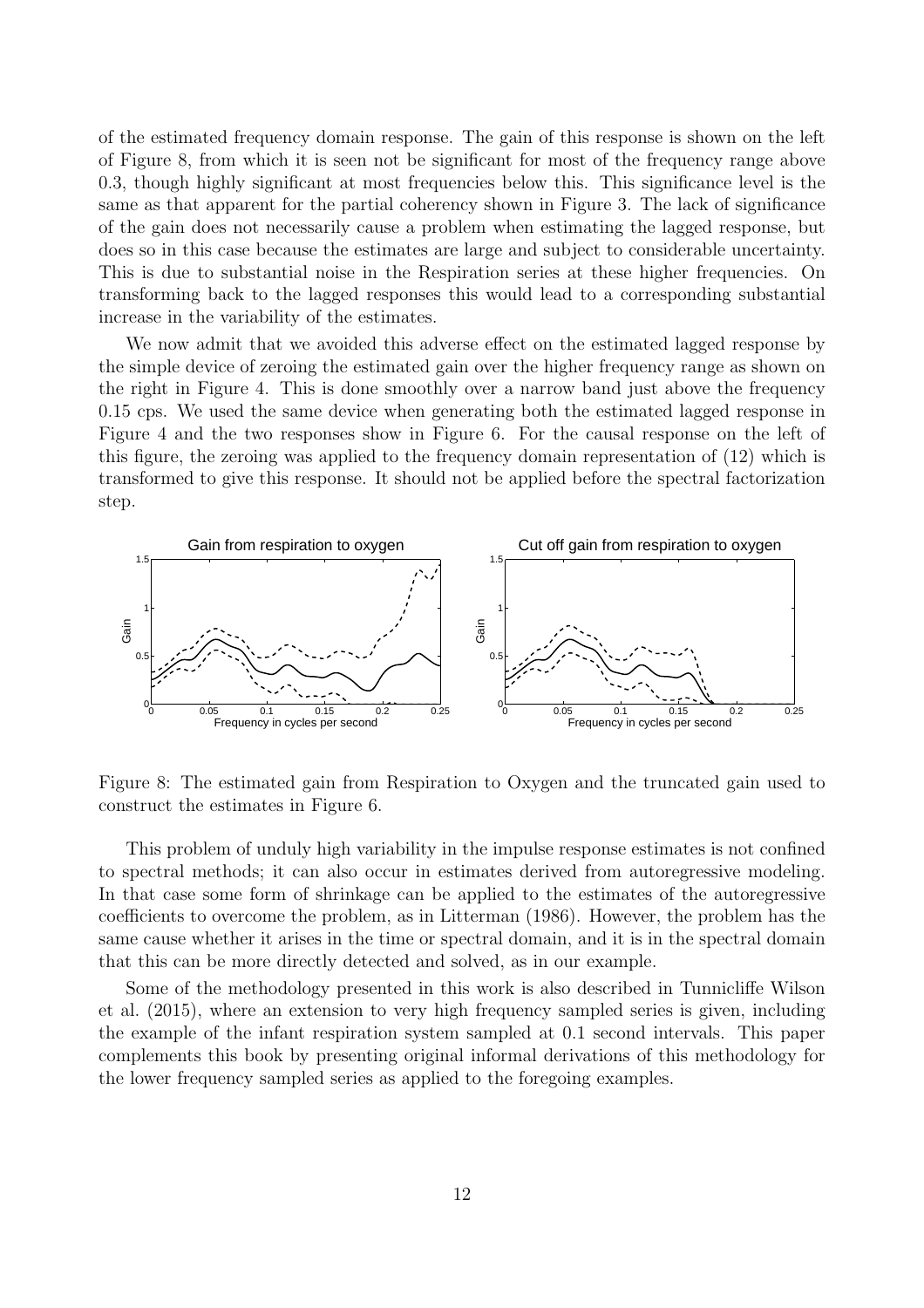of the estimated frequency domain response. The gain of this response is shown on the left of Figure 8, from which it is seen not be significant for most of the frequency range above 0.3, though highly significant at most frequencies below this. This significance level is the same as that apparent for the partial coherency shown in Figure 3. The lack of significance of the gain does not necessarily cause a problem when estimating the lagged response, but does so in this case because the estimates are large and subject to considerable uncertainty. This is due to substantial noise in the Respiration series at these higher frequencies. On transforming back to the lagged responses this would lead to a corresponding substantial increase in the variability of the estimates.

We now admit that we avoided this adverse effect on the estimated lagged response by the simple device of zeroing the estimated gain over the higher frequency range as shown on the right in Figure 4. This is done smoothly over a narrow band just above the frequency 0.15 cps. We used the same device when generating both the estimated lagged response in Figure 4 and the two responses show in Figure 6. For the causal response on the left of this figure, the zeroing was applied to the frequency domain representation of (12) which is transformed to give this response. It should not be applied before the spectral factorization step.

Figure 8: The estimated gain from Respiration to Oxygen and the truncated gain used to construct the estimates in Figure 6.

This problem of unduly high variability in the impulse response estimates is not confined to spectral methods; it can also occur in estimates derived from autoregressive modeling. In that case some form of shrinkage can be applied to the estimates of the autoregressive coefficients to overcome the problem, as in Litterman (1986). However, the problem has the same cause whether it arises in the time or spectral domain, and it is in the spectral domain that this can be more directly detected and solved, as in our example.

Some of the methodology presented in this work is also described in Tunnicliffe Wilson et al. (2015), where an extension to very high frequency sampled series is given, including the example of the infant respiration system sampled at 0.1 second intervals. This paper complements this book by presenting original informal derivations of this methodology for the lower frequency sampled series as applied to the foregoing examples.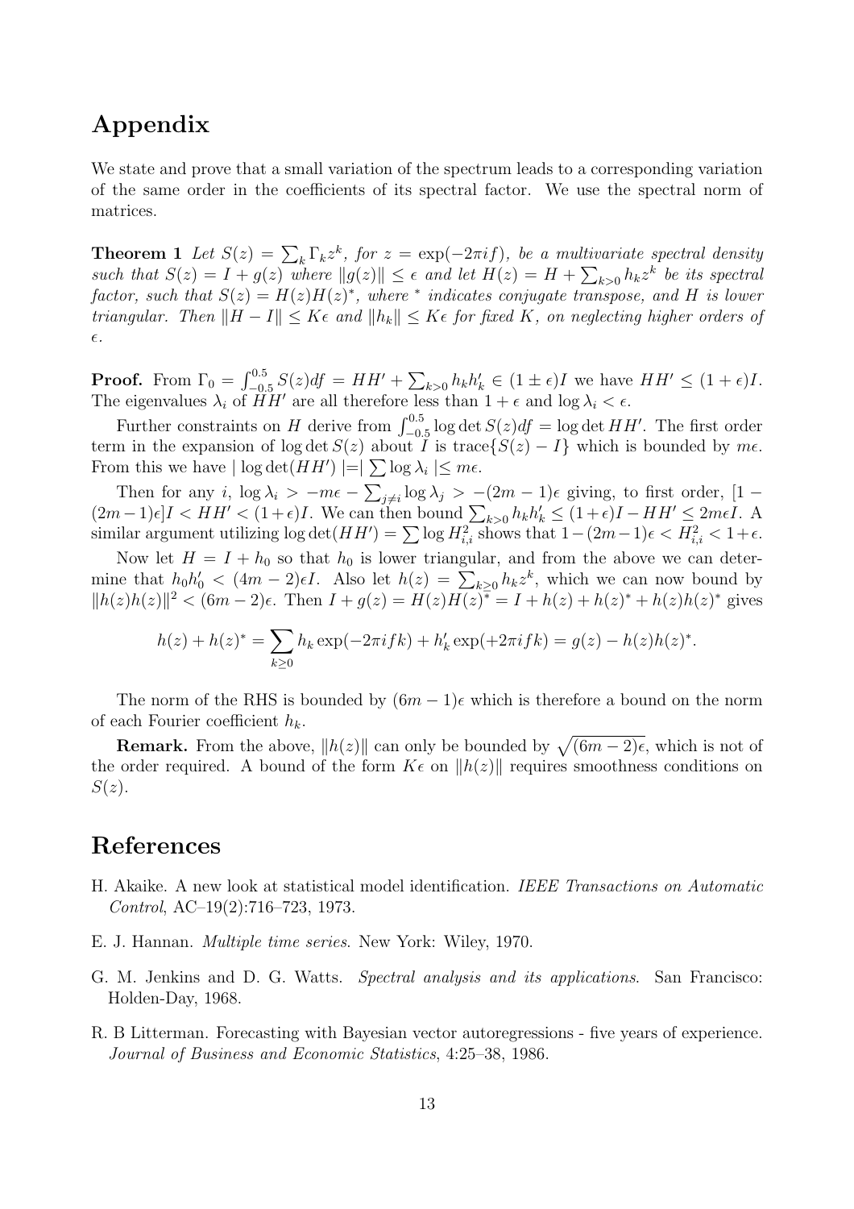## Appendix

We state and prove that a small variation of the spectrum leads to a corresponding variation of the same order in the coefficients of its spectral factor. We use the spectral norm of matrices.

**Theorem 1** *Let $S(z) = \sum_k \Gamma_k z^k$, for $z = \exp(-2\pi i f)$, be a multivariate spectral density such that $S(z) = I + g(z)$ where $\|g(z)\| \leq \epsilon$ and let $H(z) = H + \sum_{k>0} h_k z^k$ be its spectral factor, such that $S(z) = H(z)H(z)^*$, where $^*$ indicates conjugate transpose, and $H$ is lower triangular. Then $\|H - I\| \leq K\epsilon$ and $\|h_k\| \leq K\epsilon$ for fixed $K$, on neglecting higher orders of $\epsilon$.*

**Proof.** From $\Gamma_0 = \int_{-0.5}^{0.5} S(z) df = HH' + \sum_{k>0} h_k h_k' \in (1 \pm \epsilon)I$ we have $HH' \leq (1+\epsilon)I$. The eigenvalues $\lambda_i$ of $HH'$ are all therefore less than $1+\epsilon$ and $\log \lambda_i < \epsilon$.

Further constraints on $H$ derive from $\int_{-0.5}^{0.5} \log\det S(z) df = \log\det HH'$. The first order term in the expansion of $\log\det S(z)$ about $I$ is trace$\{S(z) - I\}$ which is bounded by $m\epsilon$. From this we have $|\log\det(HH')| = |\sum \log \lambda_i| \leq m\epsilon$.

Then for any $i$, $\log \lambda_i > -m\epsilon - \sum_{j\neq i} \log \lambda_j > -(2m-1)\epsilon$ giving, to first order, $[1-(2m-1)\epsilon]I < HH' < (1+\epsilon)I$. We can then bound $\sum_{k>0} h_k h_k' \leq (1+\epsilon)I - HH' \leq 2m\epsilon I$. A similar argument utilizing $\log\det(HH') = \sum \log H_{i,i}^2$ shows that $1-(2m-1)\epsilon < H_{i,i}^2 < 1+\epsilon$.

Now let $H = I + h_0$ so that $h_0$ is lower triangular, and from the above we can determine that $h_0 h_0' < (4m-2)\epsilon I$. Also let $h(z) = \sum_{k\geq 0} h_k z^k$, which we can now bound by $\|h(z)h(z)\|^2 < (6m-2)\epsilon$. Then $I + g(z) = H(z)H(z)^* = I + h(z) + h(z)^* + h(z)h(z)^*$ gives

$$h(z) + h(z)^* = \sum_{k\geq 0} h_k \exp(-2\pi i f k) + h_k' \exp(+2\pi i f k) = g(z) - h(z)h(z)^*.$$

The norm of the RHS is bounded by $(6m-1)\epsilon$ which is therefore a bound on the norm of each Fourier coefficient $h_k$.

**Remark.** From the above, $\|h(z)\|$ can only be bounded by $\sqrt{(6m-2)\epsilon}$, which is not of the order required. A bound of the form $K\epsilon$ on $\|h(z)\|$ requires smoothness conditions on $S(z)$.

## References

H. Akaike. A new look at statistical model identification. *IEEE Transactions on Automatic Control*, AC–19(2):716–723, 1973.

E. J. Hannan. *Multiple time series*. New York: Wiley, 1970.

G. M. Jenkins and D. G. Watts. *Spectral analysis and its applications*. San Francisco: Holden-Day, 1968.

R. B Litterman. Forecasting with Bayesian vector autoregressions - five years of experience. *Journal of Business and Economic Statistics*, 4:25–38, 1986.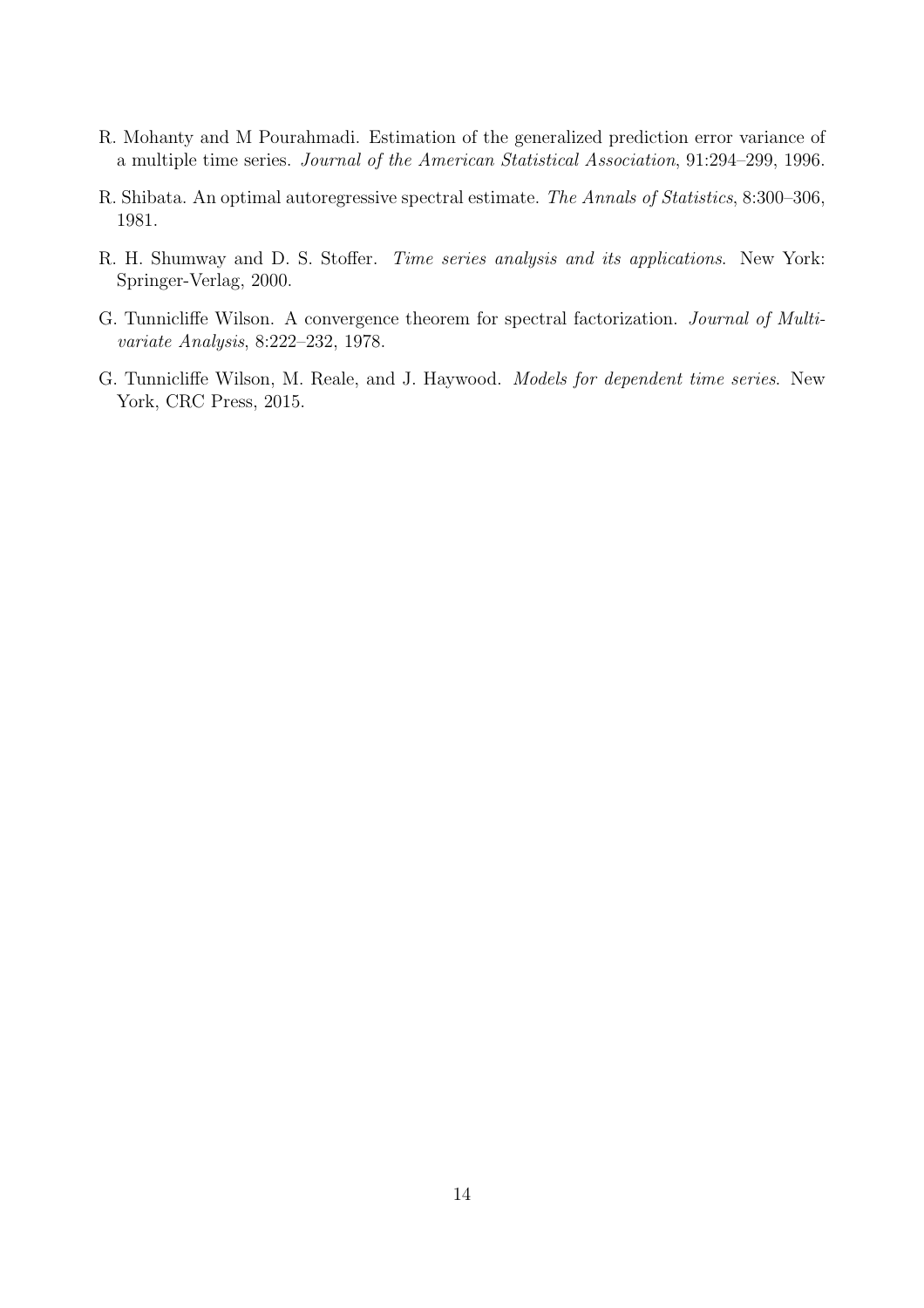R. Mohanty and M Pourahmadi. Estimation of the generalized prediction error variance of a multiple time series. *Journal of the American Statistical Association*, 91:294–299, 1996.

R. Shibata. An optimal autoregressive spectral estimate. *The Annals of Statistics*, 8:300–306, 1981.

R. H. Shumway and D. S. Stoffer. *Time series analysis and its applications*. New York: Springer-Verlag, 2000.

G. Tunnicliffe Wilson. A convergence theorem for spectral factorization. *Journal of Multivariate Analysis*, 8:222–232, 1978.

G. Tunnicliffe Wilson, M. Reale, and J. Haywood. *Models for dependent time series*. New York, CRC Press, 2015.